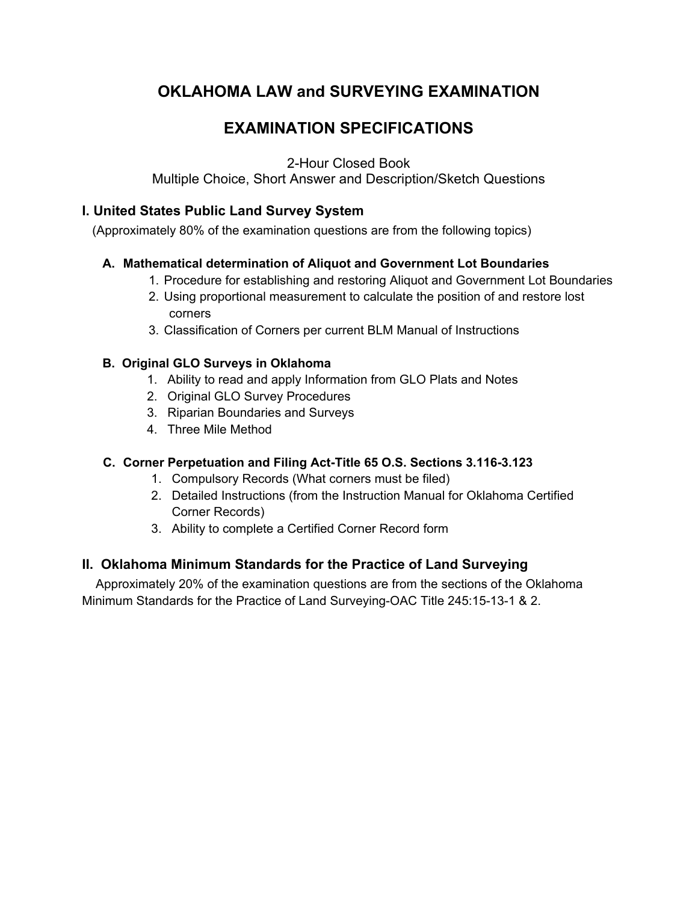# OKLAHOMA LAW and SURVEYING EXAMINATION

# EXAMINATION SPECIFICATIONS

2-Hour Closed Book
Multiple Choice, Short Answer and Description/Sketch Questions

## I. United States Public Land Survey System

(Approximately 80% of the examination questions are from the following topics)

### A. Mathematical determination of Aliquot and Government Lot Boundaries

1. Procedure for establishing and restoring Aliquot and Government Lot Boundaries
2. Using proportional measurement to calculate the position of and restore lost corners
3. Classification of Corners per current BLM Manual of Instructions

### B. Original GLO Surveys in Oklahoma

1. Ability to read and apply Information from GLO Plats and Notes
2. Original GLO Survey Procedures
3. Riparian Boundaries and Surveys
4. Three Mile Method

### C. Corner Perpetuation and Filing Act-Title 65 O.S. Sections 3.116-3.123

1. Compulsory Records (What corners must be filed)
2. Detailed Instructions (from the Instruction Manual for Oklahoma Certified Corner Records)
3. Ability to complete a Certified Corner Record form

## II. Oklahoma Minimum Standards for the Practice of Land Surveying

Approximately 20% of the examination questions are from the sections of the Oklahoma Minimum Standards for the Practice of Land Surveying-OAC Title 245:15-13-1 & 2.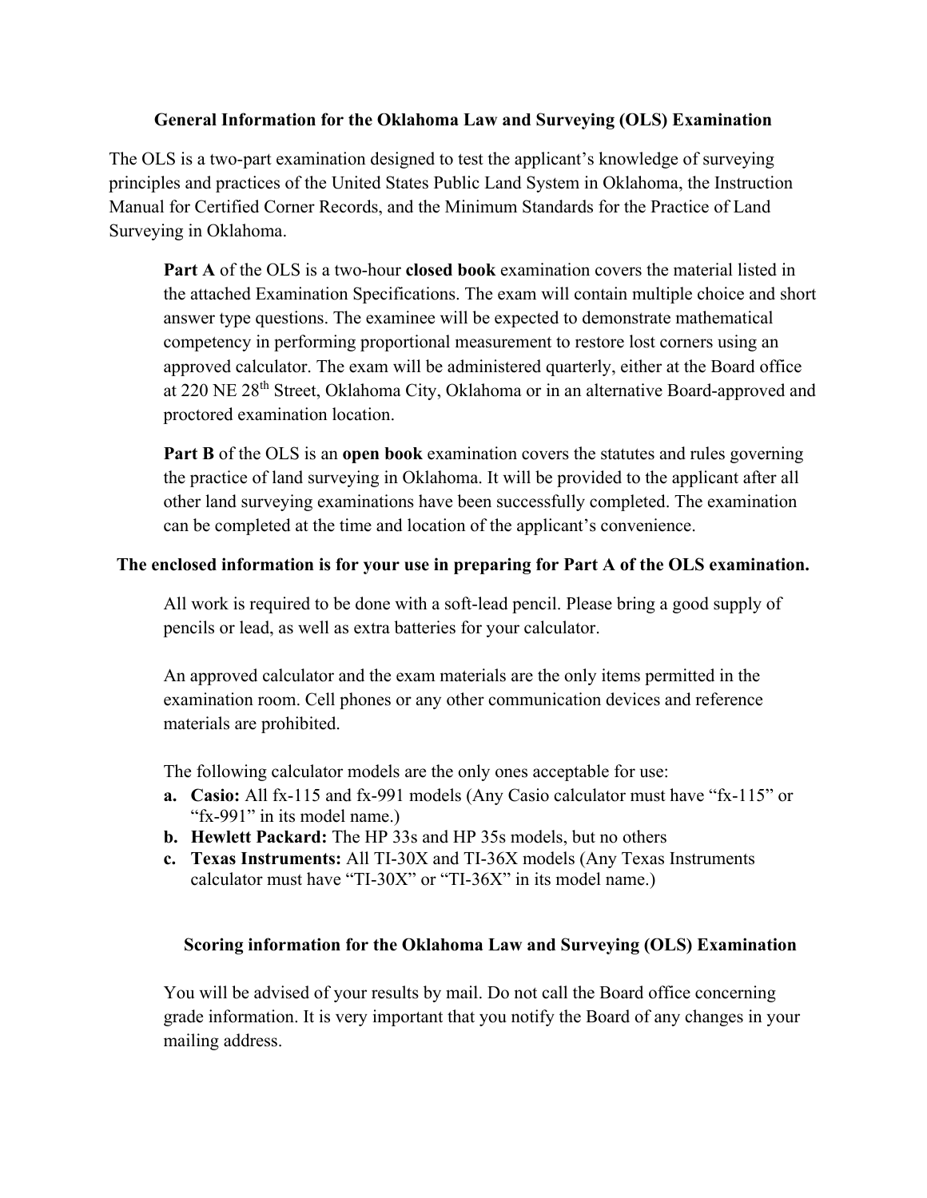## General Information for the Oklahoma Law and Surveying (OLS) Examination

The OLS is a two-part examination designed to test the applicant's knowledge of surveying principles and practices of the United States Public Land System in Oklahoma, the Instruction Manual for Certified Corner Records, and the Minimum Standards for the Practice of Land Surveying in Oklahoma.

**Part A** of the OLS is a two-hour **closed book** examination covers the material listed in the attached Examination Specifications. The exam will contain multiple choice and short answer type questions. The examinee will be expected to demonstrate mathematical competency in performing proportional measurement to restore lost corners using an approved calculator. The exam will be administered quarterly, either at the Board office at 220 NE 28th Street, Oklahoma City, Oklahoma or in an alternative Board-approved and proctored examination location.

**Part B** of the OLS is an **open book** examination covers the statutes and rules governing the practice of land surveying in Oklahoma. It will be provided to the applicant after all other land surveying examinations have been successfully completed. The examination can be completed at the time and location of the applicant's convenience.

**The enclosed information is for your use in preparing for Part A of the OLS examination.**

All work is required to be done with a soft-lead pencil. Please bring a good supply of pencils or lead, as well as extra batteries for your calculator.

An approved calculator and the exam materials are the only items permitted in the examination room. Cell phones or any other communication devices and reference materials are prohibited.

The following calculator models are the only ones acceptable for use:

a. **Casio:** All fx-115 and fx-991 models (Any Casio calculator must have "fx-115" or "fx-991" in its model name.)
b. **Hewlett Packard:** The HP 33s and HP 35s models, but no others
c. **Texas Instruments:** All TI-30X and TI-36X models (Any Texas Instruments calculator must have "TI-30X" or "TI-36X" in its model name.)

## Scoring information for the Oklahoma Law and Surveying (OLS) Examination

You will be advised of your results by mail. Do not call the Board office concerning grade information. It is very important that you notify the Board of any changes in your mailing address.